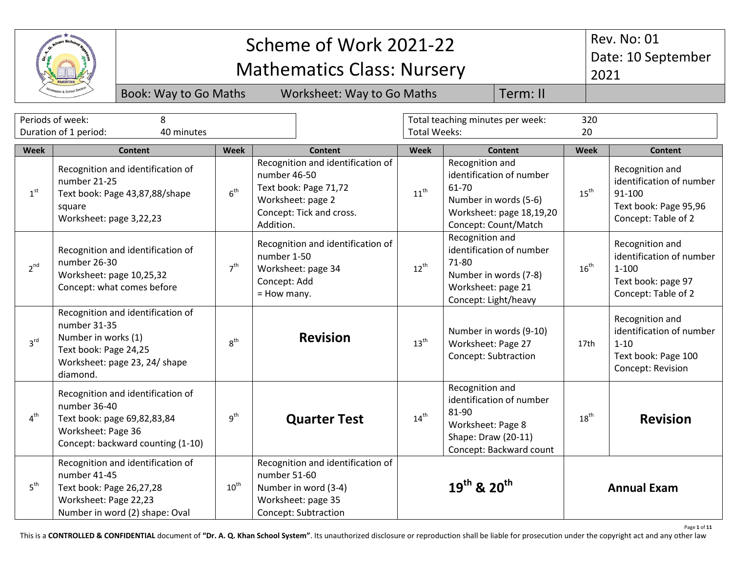# Scheme of Work 2021-22
# Mathematics Class: Nursery

Rev. No: 01
Date: 10 September 2021

Book: Way to Go Maths | Worksheet: Way to Go Maths | Term: II

| | |
|---|---|
| Periods of week: | 8 |
| Duration of 1 period: | 40 minutes |

| | |
|---|---|
| Total teaching minutes per week: | 320 |
| Total Weeks: | 20 |

| Week | Content | Week | Content | Week | Content | Week | Content |
|---|---|---|---|---|---|---|---|
| 1st | Recognition and identification of number 21-25<br>Text book: Page 43,87,88/shape square<br>Worksheet: page 3,22,23 | 6th | Recognition and identification of number 46-50<br>Text book: Page 71,72<br>Worksheet: page 2<br>Concept: Tick and cross. Addition. | 11th | Recognition and identification of number 61-70<br>Number in words (5-6)<br>Worksheet: page 18,19,20<br>Concept: Count/Match | 15th | Recognition and identification of number 91-100<br>Text book: Page 95,96<br>Concept: Table of 2 |
| 2nd | Recognition and identification of number 26-30<br>Worksheet: page 10,25,32<br>Concept: what comes before | 7th | Recognition and identification of number 1-50<br>Worksheet: page 34<br>Concept: Add<br>= How many. | 12th | Recognition and identification of number 71-80<br>Number in words (7-8)<br>Worksheet: page 21<br>Concept: Light/heavy | 16th | Recognition and identification of number 1-100<br>Text book: page 97<br>Concept: Table of 2 |
| 3rd | Recognition and identification of number 31-35<br>Number in works (1)<br>Text book: Page 24,25<br>Worksheet: page 23, 24/ shape diamond. | 8th | **Revision** | 13th | Number in words (9-10)<br>Worksheet: Page 27<br>Concept: Subtraction | 17th | Recognition and identification of number 1-10<br>Text book: Page 100<br>Concept: Revision |
| 4th | Recognition and identification of number 36-40<br>Text book: page 69,82,83,84<br>Worksheet: Page 36<br>Concept: backward counting (1-10) | 9th | **Quarter Test** | 14th | Recognition and identification of number 81-90<br>Worksheet: Page 8<br>Shape: Draw (20-11)<br>Concept: Backward count | 18th | **Revision** |
| 5th | Recognition and identification of number 41-45<br>Text book: Page 26,27,28<br>Worksheet: Page 22,23<br>Number in word (2) shape: Oval | 10th | Recognition and identification of number 51-60<br>Number in word (3-4)<br>Worksheet: page 35<br>Concept: Subtraction | **19th & 20th** | | **Annual Exam** | |

This is a **CONTROLLED & CONFIDENTIAL** document of **"Dr. A. Q. Khan School System"**. Its unauthorized disclosure or reproduction shall be liable for prosecution under the copyright act and any other law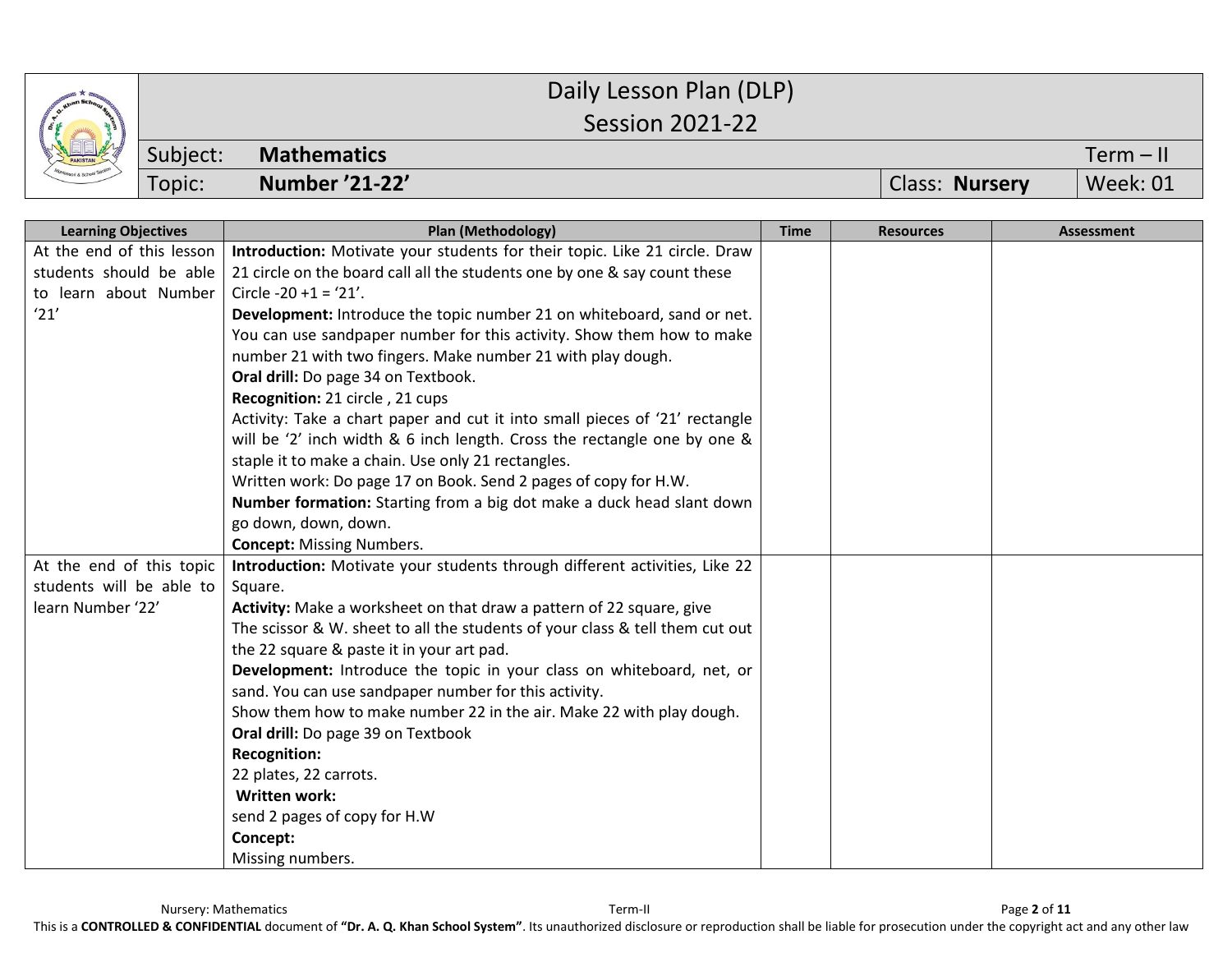# Daily Lesson Plan (DLP)
## Session 2021-22

| | | | |
|---|---|---|---|
| Subject: | **Mathematics** | | Term – II |
| Topic: | **Number '21-22'** | Class: **Nursery** | Week: 01 |

| Learning Objectives | Plan (Methodology) | Time | Resources | Assessment |
|---|---|---|---|---|
| At the end of this lesson students should be able to learn about Number '21' | **Introduction:** Motivate your students for their topic. Like 21 circle. Draw 21 circle on the board call all the students one by one & say count these Circle -20 +1 = '21'.<br>**Development:** Introduce the topic number 21 on whiteboard, sand or net. You can use sandpaper number for this activity. Show them how to make number 21 with two fingers. Make number 21 with play dough.<br>**Oral drill:** Do page 34 on Textbook.<br>**Recognition:** 21 circle , 21 cups<br>Activity: Take a chart paper and cut it into small pieces of '21' rectangle will be '2' inch width & 6 inch length. Cross the rectangle one by one & staple it to make a chain. Use only 21 rectangles.<br>Written work: Do page 17 on Book. Send 2 pages of copy for H.W.<br>**Number formation:** Starting from a big dot make a duck head slant down go down, down, down.<br>**Concept:** Missing Numbers. | | | |
| At the end of this topic students will be able to learn Number '22' | **Introduction:** Motivate your students through different activities, Like 22 Square.<br>**Activity:** Make a worksheet on that draw a pattern of 22 square, give The scissor & W. sheet to all the students of your class & tell them cut out the 22 square & paste it in your art pad.<br>**Development:** Introduce the topic in your class on whiteboard, net, or sand. You can use sandpaper number for this activity.<br>Show them how to make number 22 in the air. Make 22 with play dough.<br>**Oral drill:** Do page 39 on Textbook<br>**Recognition:**<br>22 plates, 22 carrots.<br>**Written work:**<br>send 2 pages of copy for H.W<br>**Concept:**<br>Missing numbers. | | | |

This is a **CONTROLLED & CONFIDENTIAL** document of **"Dr. A. Q. Khan School System"**. Its unauthorized disclosure or reproduction shall be liable for prosecution under the copyright act and any other law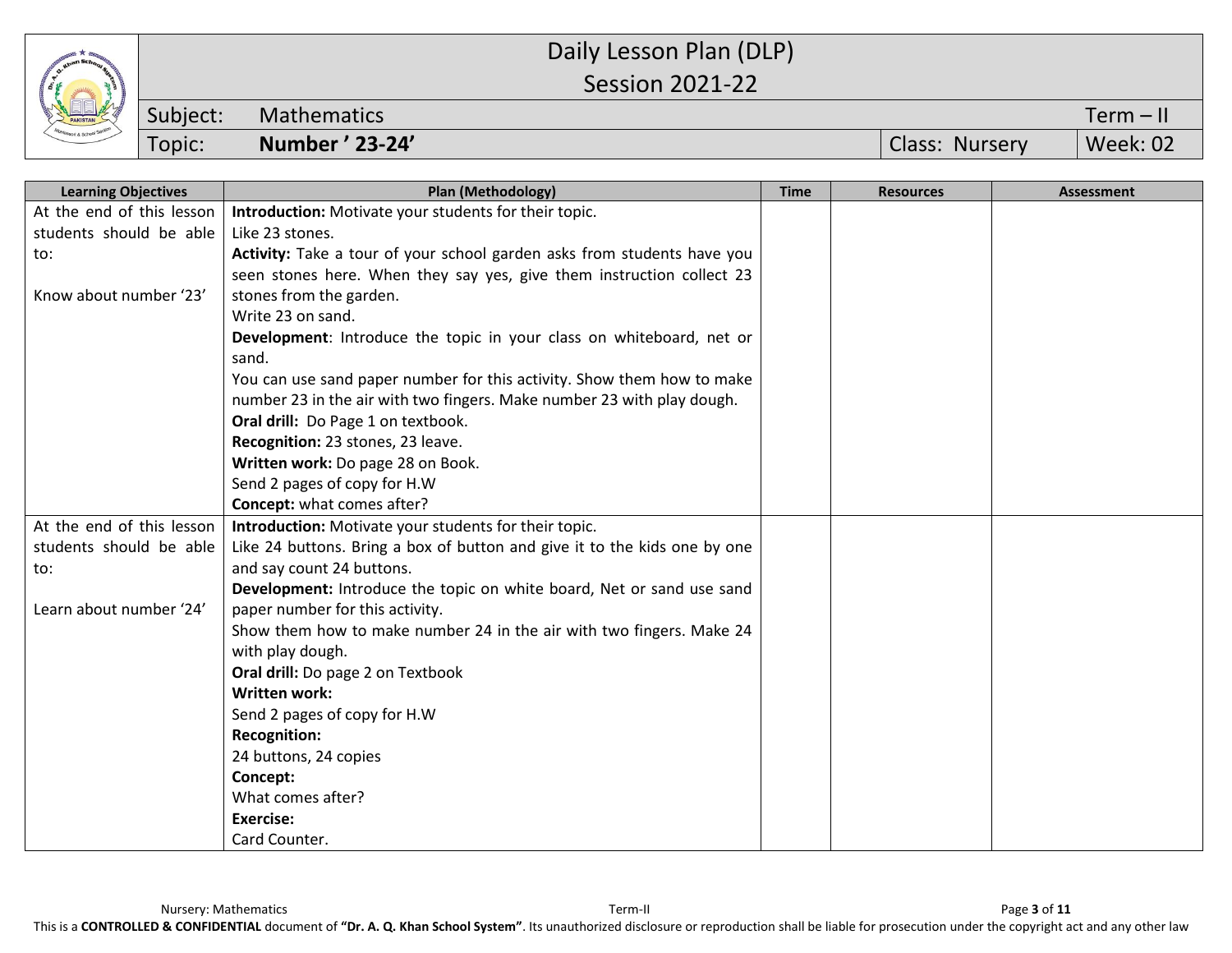# Daily Lesson Plan (DLP)

## Session 2021-22

| | | | |
|---|---|---|---|
| Subject: | Mathematics | | Term – II |
| Topic: | **Number ' 23-24'** | Class: Nursery | Week: 02 |

| Learning Objectives | Plan (Methodology) | Time | Resources | Assessment |
|---|---|---|---|---|
| At the end of this lesson students should be able to:<br><br>Know about number '23' | **Introduction:** Motivate your students for their topic.<br>Like 23 stones.<br>**Activity:** Take a tour of your school garden asks from students have you seen stones here. When they say yes, give them instruction collect 23 stones from the garden.<br>Write 23 on sand.<br>**Development**: Introduce the topic in your class on whiteboard, net or sand.<br>You can use sand paper number for this activity. Show them how to make number 23 in the air with two fingers. Make number 23 with play dough.<br>**Oral drill:** Do Page 1 on textbook.<br>**Recognition:** 23 stones, 23 leave.<br>**Written work:** Do page 28 on Book.<br>Send 2 pages of copy for H.W<br>**Concept:** what comes after? | | | |
| At the end of this lesson students should be able to:<br><br>Learn about number '24' | **Introduction:** Motivate your students for their topic.<br>Like 24 buttons. Bring a box of button and give it to the kids one by one and say count 24 buttons.<br>**Development:** Introduce the topic on white board, Net or sand use sand paper number for this activity.<br>Show them how to make number 24 in the air with two fingers. Make 24 with play dough.<br>**Oral drill:** Do page 2 on Textbook<br>**Written work:**<br>Send 2 pages of copy for H.W<br>**Recognition:**<br>24 buttons, 24 copies<br>**Concept:**<br>What comes after?<br>**Exercise:**<br>Card Counter. | | | |

This is a **CONTROLLED & CONFIDENTIAL** document of **"Dr. A. Q. Khan School System"**. Its unauthorized disclosure or reproduction shall be liable for prosecution under the copyright act and any other law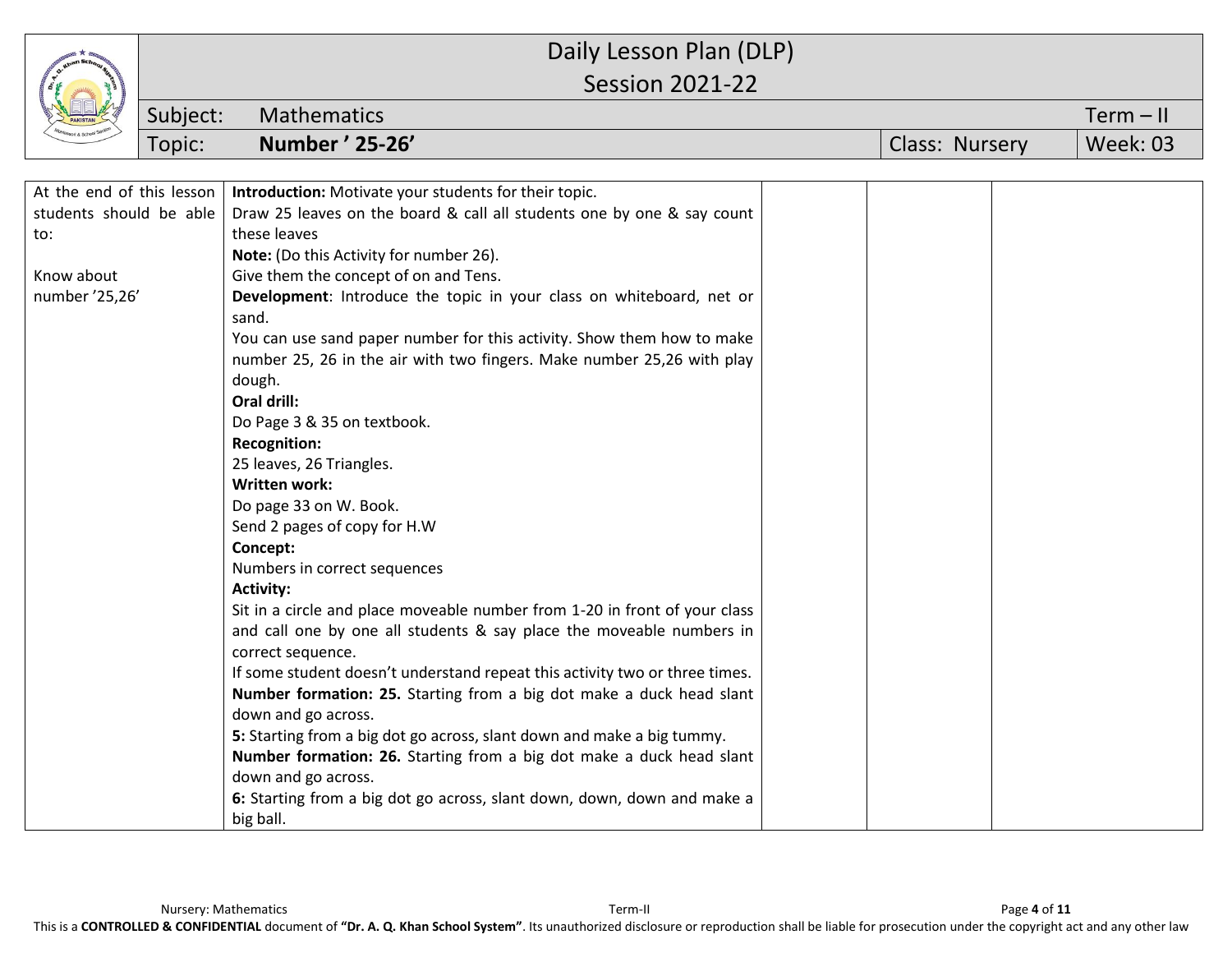# Daily Lesson Plan (DLP)

## Session 2021-22

| | | | |
|---|---|---|---|
| Subject: | Mathematics | | Term – II |
| Topic: | **Number ' 25-26'** | Class: Nursery | Week: 03 |

| | | | | |
|---|---|---|---|---|
| At the end of this lesson students should be able to:<br><br>Know about number '25,26' | **Introduction:** Motivate your students for their topic.<br>Draw 25 leaves on the board & call all students one by one & say count these leaves<br>**Note:** (Do this Activity for number 26).<br>Give them the concept of on and Tens.<br>**Development**: Introduce the topic in your class on whiteboard, net or sand.<br>You can use sand paper number for this activity. Show them how to make number 25, 26 in the air with two fingers. Make number 25,26 with play dough.<br>**Oral drill:**<br>Do Page 3 & 35 on textbook.<br>**Recognition:**<br>25 leaves, 26 Triangles.<br>**Written work:**<br>Do page 33 on W. Book.<br>Send 2 pages of copy for H.W<br>**Concept:**<br>Numbers in correct sequences<br>**Activity:**<br>Sit in a circle and place moveable number from 1-20 in front of your class and call one by one all students & say place the moveable numbers in correct sequence.<br>If some student doesn't understand repeat this activity two or three times.<br>**Number formation: 25.** Starting from a big dot make a duck head slant down and go across.<br>**5:** Starting from a big dot go across, slant down and make a big tummy.<br>**Number formation: 26.** Starting from a big dot make a duck head slant down and go across.<br>**6:** Starting from a big dot go across, slant down, down, down and make a big ball. | | | |

This is a **CONTROLLED & CONFIDENTIAL** document of **"Dr. A. Q. Khan School System"**. Its unauthorized disclosure or reproduction shall be liable for prosecution under the copyright act and any other law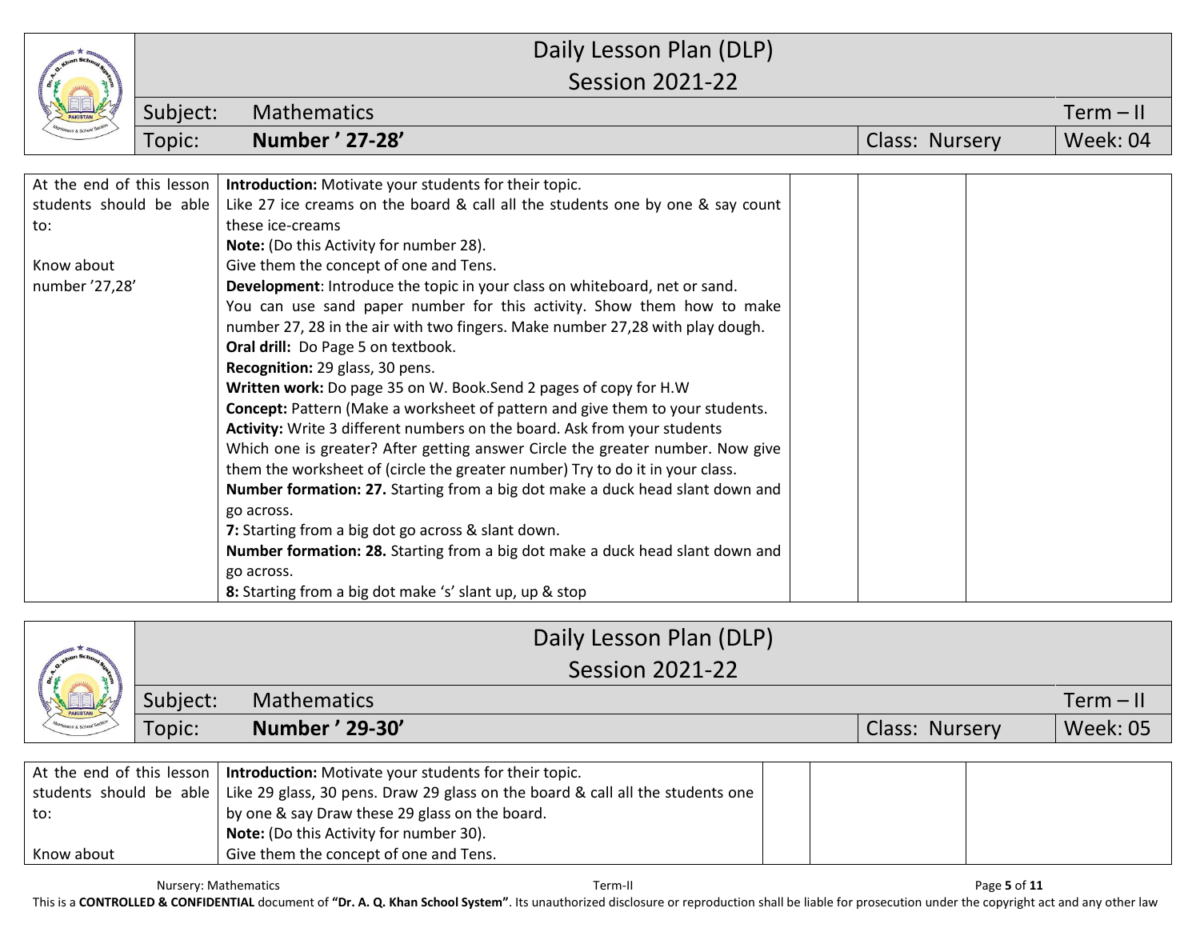# Daily Lesson Plan (DLP)
## Session 2021-22

| | | | |
|---|---|---|---|
| Subject: | Mathematics | | Term – II |
| Topic: | **Number ' 27-28'** | Class: Nursery | Week: 04 |

| | | | | |
|---|---|---|---|---|
| At the end of this lesson students should be able to:<br><br>Know about number '27,28' | **Introduction:** Motivate your students for their topic.<br>Like 27 ice creams on the board & call all the students one by one & say count these ice-creams<br>**Note:** (Do this Activity for number 28).<br>Give them the concept of one and Tens.<br>**Development**: Introduce the topic in your class on whiteboard, net or sand.<br>You can use sand paper number for this activity. Show them how to make number 27, 28 in the air with two fingers. Make number 27,28 with play dough.<br>**Oral drill:** Do Page 5 on textbook.<br>**Recognition:** 29 glass, 30 pens.<br>**Written work:** Do page 35 on W. Book.Send 2 pages of copy for H.W<br>**Concept:** Pattern (Make a worksheet of pattern and give them to your students.<br>**Activity:** Write 3 different numbers on the board. Ask from your students Which one is greater? After getting answer Circle the greater number. Now give them the worksheet of (circle the greater number) Try to do it in your class.<br>**Number formation: 27.** Starting from a big dot make a duck head slant down and go across.<br>**7:** Starting from a big dot go across & slant down.<br>**Number formation: 28.** Starting from a big dot make a duck head slant down and go across.<br>**8:** Starting from a big dot make 's' slant up, up & stop | | | |

# Daily Lesson Plan (DLP)
## Session 2021-22

| | | | |
|---|---|---|---|
| Subject: | Mathematics | | Term – II |
| Topic: | **Number ' 29-30'** | Class: Nursery | Week: 05 |

| | | | | |
|---|---|---|---|---|
| At the end of this lesson students should be able to:<br><br>Know about | **Introduction:** Motivate your students for their topic.<br>Like 29 glass, 30 pens. Draw 29 glass on the board & call all the students one by one & say Draw these 29 glass on the board.<br>**Note:** (Do this Activity for number 30).<br>Give them the concept of one and Tens. | | | |

This is a **CONTROLLED & CONFIDENTIAL** document of **"Dr. A. Q. Khan School System"**. Its unauthorized disclosure or reproduction shall be liable for prosecution under the copyright act and any other law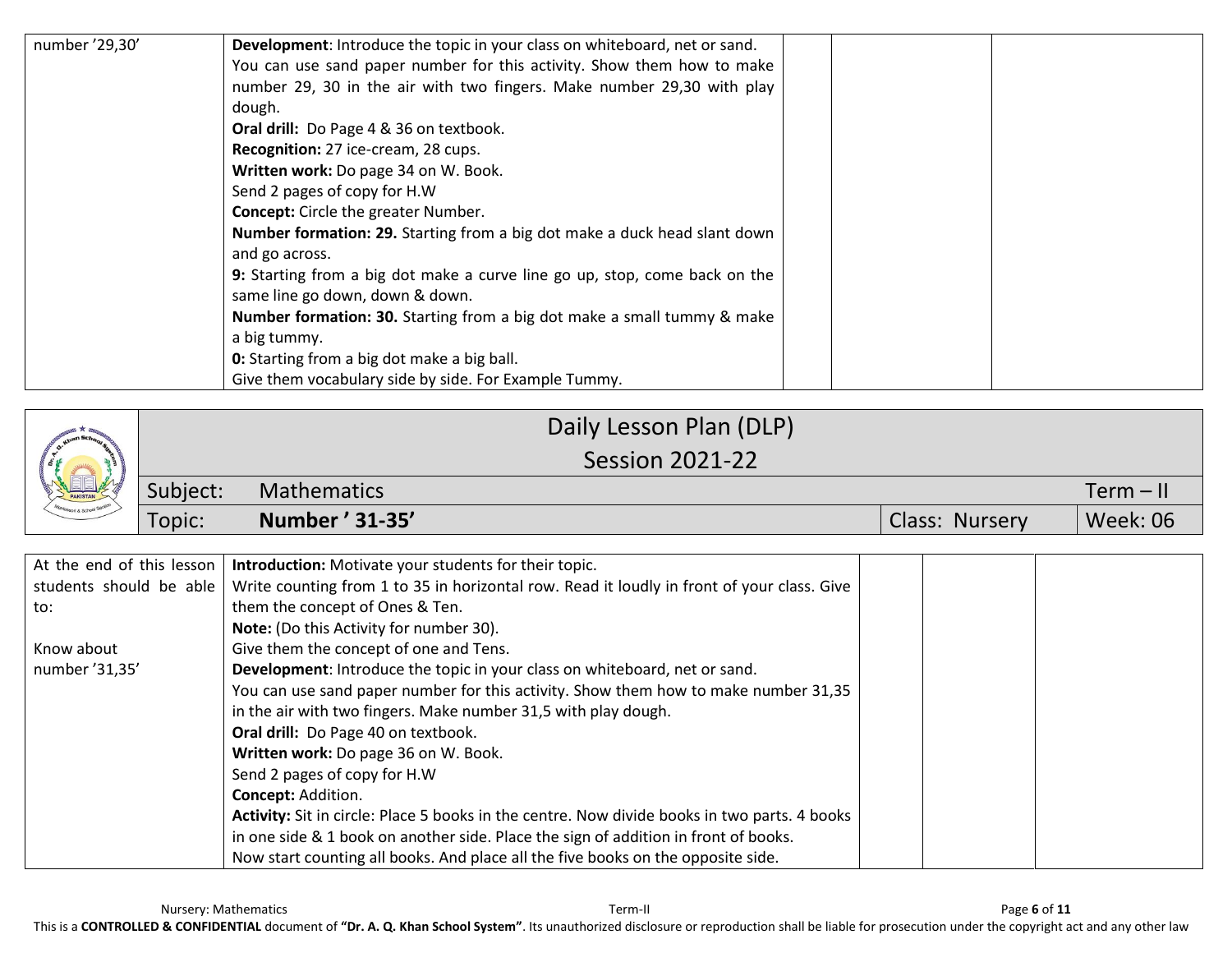| | | | | |
|---|---|---|---|---|
| number '29,30' | **Development**: Introduce the topic in your class on whiteboard, net or sand. You can use sand paper number for this activity. Show them how to make number 29, 30 in the air with two fingers. Make number 29,30 with play dough.<br>**Oral drill:** Do Page 4 & 36 on textbook.<br>**Recognition:** 27 ice-cream, 28 cups.<br>**Written work:** Do page 34 on W. Book.<br>Send 2 pages of copy for H.W<br>**Concept:** Circle the greater Number.<br>**Number formation: 29.** Starting from a big dot make a duck head slant down and go across.<br>**9:** Starting from a big dot make a curve line go up, stop, come back on the same line go down, down & down.<br>**Number formation: 30.** Starting from a big dot make a small tummy & make a big tummy.<br>**0:** Starting from a big dot make a big ball.<br>Give them vocabulary side by side. For Example Tummy. | | | |

# Daily Lesson Plan (DLP)
## Session 2021-22

| | | | |
|---|---|---|---|
| Subject: Mathematics | | | Term – II |
| Topic: **Number ' 31-35'** | | Class: Nursery | Week: 06 |

| | | | | |
|---|---|---|---|---|
| At the end of this lesson students should be able to:<br><br>Know about number '31,35' | **Introduction:** Motivate your students for their topic.<br>Write counting from 1 to 35 in horizontal row. Read it loudly in front of your class. Give them the concept of Ones & Ten.<br>**Note:** (Do this Activity for number 30).<br>Give them the concept of one and Tens.<br>**Development**: Introduce the topic in your class on whiteboard, net or sand. You can use sand paper number for this activity. Show them how to make number 31,35 in the air with two fingers. Make number 31,5 with play dough.<br>**Oral drill:** Do Page 40 on textbook.<br>**Written work:** Do page 36 on W. Book.<br>Send 2 pages of copy for H.W<br>**Concept:** Addition.<br>**Activity:** Sit in circle: Place 5 books in the centre. Now divide books in two parts. 4 books in one side & 1 book on another side. Place the sign of addition in front of books.<br>Now start counting all books. And place all the five books on the opposite side. | | | |

Nursery: Mathematics Term-II

This is a **CONTROLLED & CONFIDENTIAL** document of **"Dr. A. Q. Khan School System"**. Its unauthorized disclosure or reproduction shall be liable for prosecution under the copyright act and any other law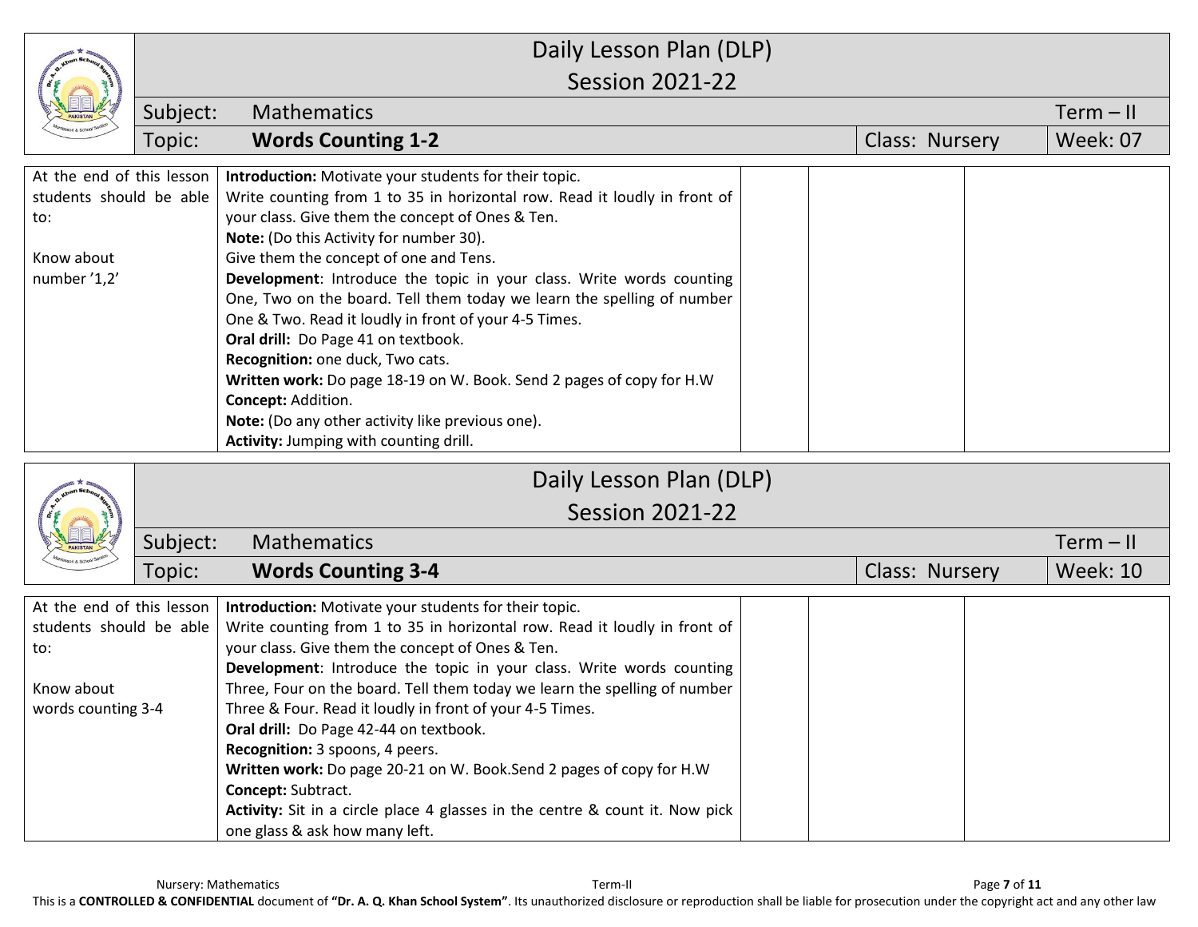# Daily Lesson Plan (DLP)

## Session 2021-22

| | | | |
|---|---|---|---|
| Subject: Mathematics | | | Term – II |
| Topic: **Words Counting 1-2** | | Class: Nursery | Week: 07 |

| | | | | |
|---|---|---|---|---|
| At the end of this lesson students should be able to:<br><br>Know about number '1,2' | **Introduction:** Motivate your students for their topic.<br>Write counting from 1 to 35 in horizontal row. Read it loudly in front of your class. Give them the concept of Ones & Ten.<br>**Note:** (Do this Activity for number 30).<br>Give them the concept of one and Tens.<br>**Development**: Introduce the topic in your class. Write words counting One, Two on the board. Tell them today we learn the spelling of number One & Two. Read it loudly in front of your 4-5 Times.<br>**Oral drill:** Do Page 41 on textbook.<br>**Recognition:** one duck, Two cats.<br>**Written work:** Do page 18-19 on W. Book. Send 2 pages of copy for H.W<br>**Concept:** Addition.<br>**Note:** (Do any other activity like previous one).<br>**Activity:** Jumping with counting drill. | | | |

# Daily Lesson Plan (DLP)

## Session 2021-22

| | | | |
|---|---|---|---|
| Subject: Mathematics | | | Term – II |
| Topic: **Words Counting 3-4** | | Class: Nursery | Week: 10 |

| | | | | |
|---|---|---|---|---|
| At the end of this lesson students should be able to:<br><br>Know about words counting 3-4 | **Introduction:** Motivate your students for their topic.<br>Write counting from 1 to 35 in horizontal row. Read it loudly in front of your class. Give them the concept of Ones & Ten.<br>**Development**: Introduce the topic in your class. Write words counting Three, Four on the board. Tell them today we learn the spelling of number Three & Four. Read it loudly in front of your 4-5 Times.<br>**Oral drill:** Do Page 42-44 on textbook.<br>**Recognition:** 3 spoons, 4 peers.<br>**Written work:** Do page 20-21 on W. Book.Send 2 pages of copy for H.W<br>**Concept:** Subtract.<br>**Activity:** Sit in a circle place 4 glasses in the centre & count it. Now pick one glass & ask how many left. | | | |

This is a **CONTROLLED & CONFIDENTIAL** document of **"Dr. A. Q. Khan School System"**. Its unauthorized disclosure or reproduction shall be liable for prosecution under the copyright act and any other law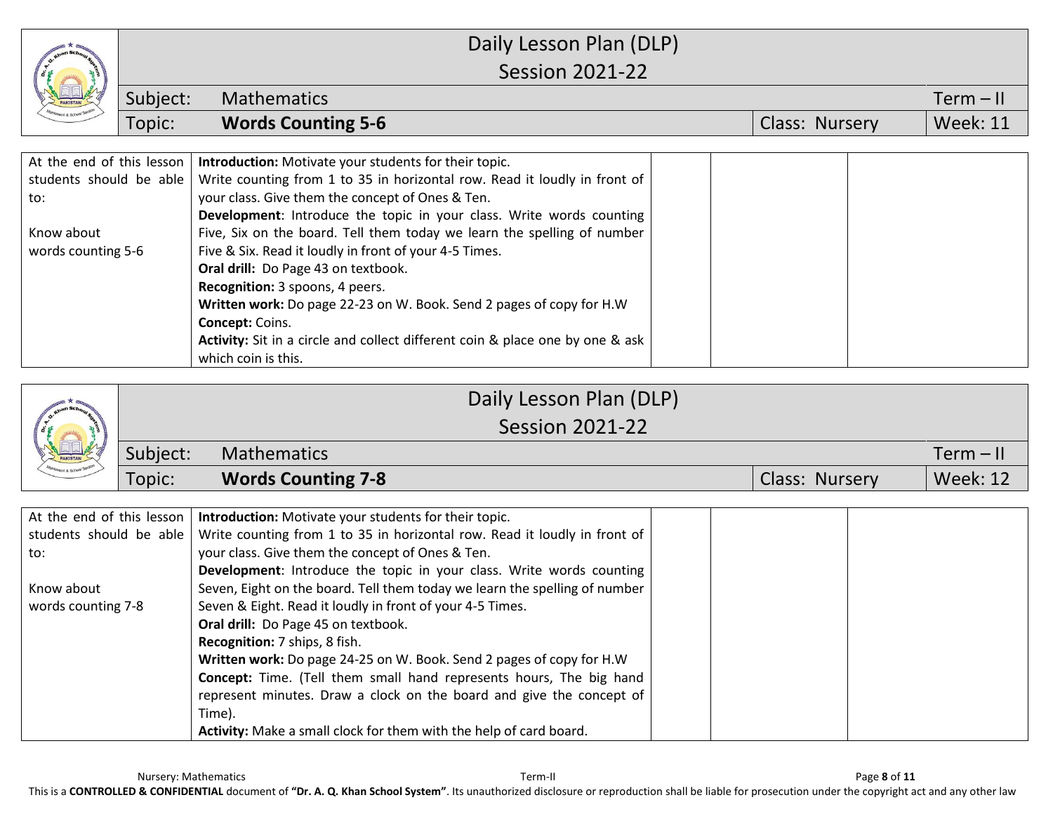# Daily Lesson Plan (DLP)

## Session 2021-22

| | | | |
|---|---|---|---|
| Subject: | Mathematics | | Term – II |
| Topic: | **Words Counting 5-6** | Class: Nursery | Week: 11 |

| | | | | |
|---|---|---|---|---|
| At the end of this lesson students should be able to:<br><br>Know about words counting 5-6 | **Introduction:** Motivate your students for their topic.<br>Write counting from 1 to 35 in horizontal row. Read it loudly in front of your class. Give them the concept of Ones & Ten.<br>**Development**: Introduce the topic in your class. Write words counting Five, Six on the board. Tell them today we learn the spelling of number Five & Six. Read it loudly in front of your 4-5 Times.<br>**Oral drill:** Do Page 43 on textbook.<br>**Recognition:** 3 spoons, 4 peers.<br>**Written work:** Do page 22-23 on W. Book. Send 2 pages of copy for H.W<br>**Concept:** Coins.<br>**Activity:** Sit in a circle and collect different coin & place one by one & ask which coin is this. | | | |

# Daily Lesson Plan (DLP)

## Session 2021-22

| | | | |
|---|---|---|---|
| Subject: | Mathematics | | Term – II |
| Topic: | **Words Counting 7-8** | Class: Nursery | Week: 12 |

| | | | | |
|---|---|---|---|---|
| At the end of this lesson students should be able to:<br><br>Know about words counting 7-8 | **Introduction:** Motivate your students for their topic.<br>Write counting from 1 to 35 in horizontal row. Read it loudly in front of your class. Give them the concept of Ones & Ten.<br>**Development**: Introduce the topic in your class. Write words counting Seven, Eight on the board. Tell them today we learn the spelling of number Seven & Eight. Read it loudly in front of your 4-5 Times.<br>**Oral drill:** Do Page 45 on textbook.<br>**Recognition:** 7 ships, 8 fish.<br>**Written work:** Do page 24-25 on W. Book. Send 2 pages of copy for H.W<br>**Concept:** Time. (Tell them small hand represents hours, The big hand represent minutes. Draw a clock on the board and give the concept of Time).<br>**Activity:** Make a small clock for them with the help of card board. | | | |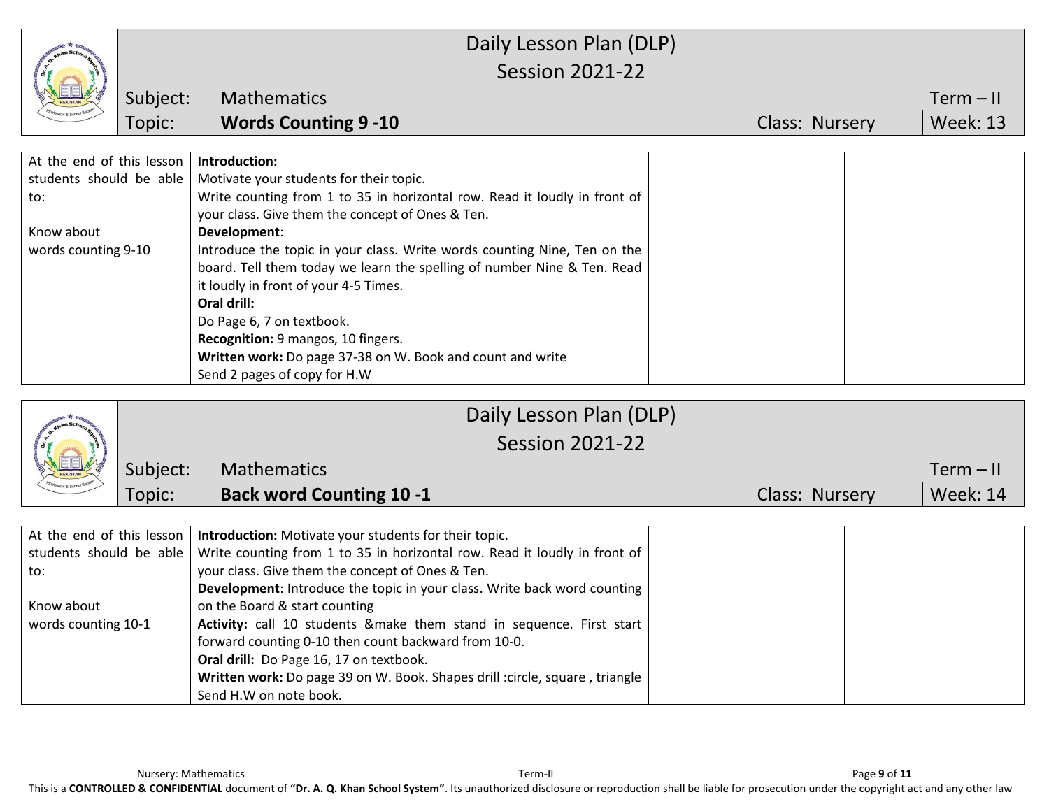# Daily Lesson Plan (DLP)
## Session 2021-22

| | | | |
|---|---|---|---|
| Subject: | Mathematics | | Term – II |
| Topic: | **Words Counting 9 -10** | Class: Nursery | Week: 13 |

| | | | | |
|---|---|---|---|---|
| At the end of this lesson students should be able to:<br><br>Know about words counting 9-10 | **Introduction:**<br>Motivate your students for their topic.<br>Write counting from 1 to 35 in horizontal row. Read it loudly in front of your class. Give them the concept of Ones & Ten.<br>**Development**:<br>Introduce the topic in your class. Write words counting Nine, Ten on the board. Tell them today we learn the spelling of number Nine & Ten. Read it loudly in front of your 4-5 Times.<br>**Oral drill:**<br>Do Page 6, 7 on textbook.<br>**Recognition:** 9 mangos, 10 fingers.<br>**Written work:** Do page 37-38 on W. Book and count and write<br>Send 2 pages of copy for H.W | | | |

# Daily Lesson Plan (DLP)
## Session 2021-22

| | | | |
|---|---|---|---|
| Subject: | Mathematics | | Term – II |
| Topic: | **Back word Counting 10 -1** | Class: Nursery | Week: 14 |

| | | | | |
|---|---|---|---|---|
| At the end of this lesson students should be able to:<br><br>Know about words counting 10-1 | **Introduction:** Motivate your students for their topic.<br>Write counting from 1 to 35 in horizontal row. Read it loudly in front of your class. Give them the concept of Ones & Ten.<br>**Development**: Introduce the topic in your class. Write back word counting on the Board & start counting<br>**Activity:** call 10 students &make them stand in sequence. First start forward counting 0-10 then count backward from 10-0.<br>**Oral drill:** Do Page 16, 17 on textbook.<br>**Written work:** Do page 39 on W. Book. Shapes drill :circle, square , triangle<br>Send H.W on note book. | | | |

This is a **CONTROLLED & CONFIDENTIAL** document of **"Dr. A. Q. Khan School System"**. Its unauthorized disclosure or reproduction shall be liable for prosecution under the copyright act and any other law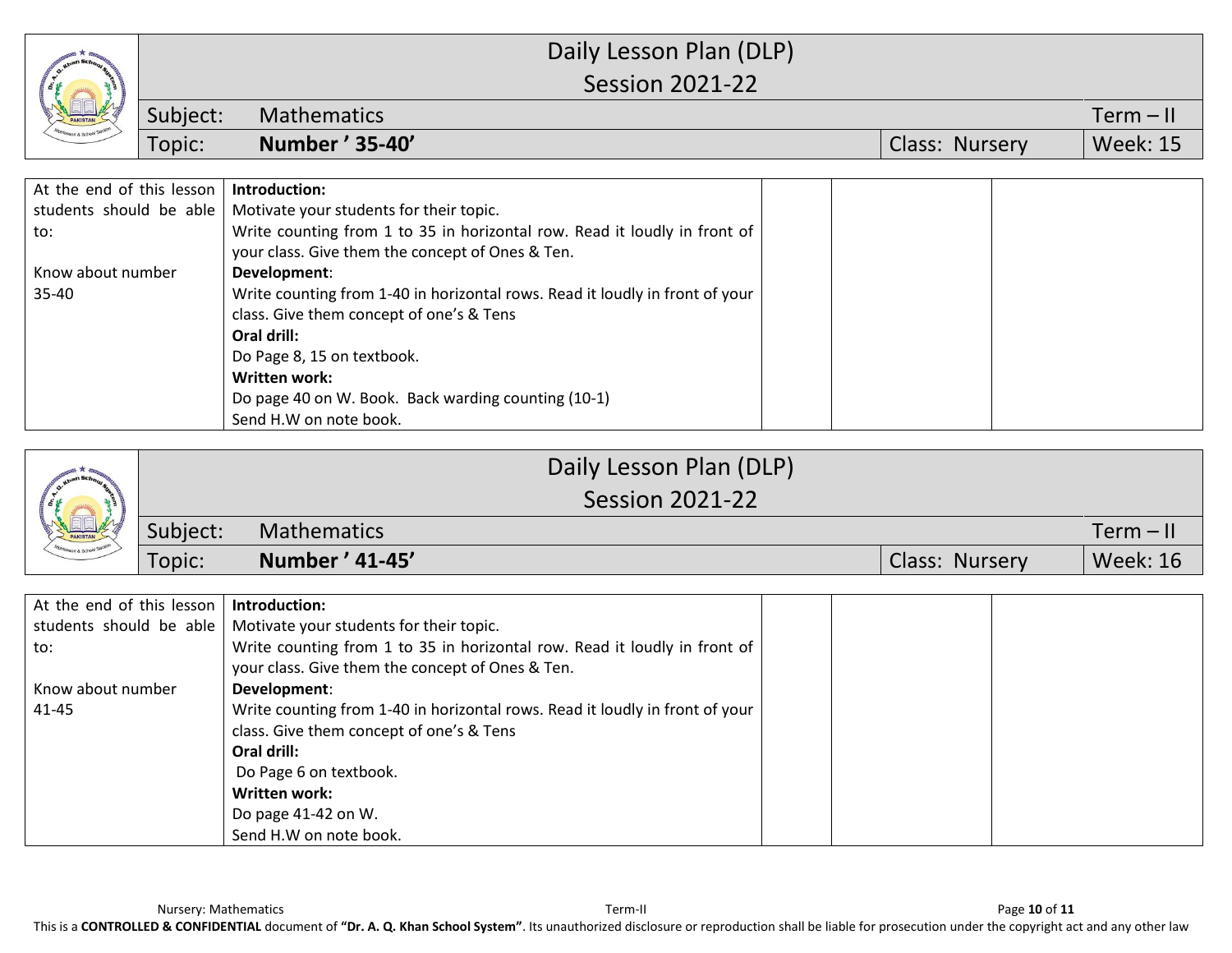# Daily Lesson Plan (DLP)
## Session 2021-22

| | | | |
|---|---|---|---|
| Subject: | Mathematics | | Term – II |
| Topic: | **Number ' 35-40'** | Class: Nursery | Week: 15 |

| | | | | |
|---|---|---|---|---|
| At the end of this lesson students should be able to:<br><br>Know about number 35-40 | **Introduction:**<br>Motivate your students for their topic.<br>Write counting from 1 to 35 in horizontal row. Read it loudly in front of your class. Give them the concept of Ones & Ten.<br>**Development**:<br>Write counting from 1-40 in horizontal rows. Read it loudly in front of your class. Give them concept of one's & Tens<br>**Oral drill:**<br>Do Page 8, 15 on textbook.<br>**Written work:**<br>Do page 40 on W. Book. Back warding counting (10-1)<br>Send H.W on note book. | | | |

# Daily Lesson Plan (DLP)
## Session 2021-22

| | | | |
|---|---|---|---|
| Subject: | Mathematics | | Term – II |
| Topic: | **Number ' 41-45'** | Class: Nursery | Week: 16 |

| | | | | |
|---|---|---|---|---|
| At the end of this lesson students should be able to:<br><br>Know about number 41-45 | **Introduction:**<br>Motivate your students for their topic.<br>Write counting from 1 to 35 in horizontal row. Read it loudly in front of your class. Give them the concept of Ones & Ten.<br>**Development**:<br>Write counting from 1-40 in horizontal rows. Read it loudly in front of your class. Give them concept of one's & Tens<br>**Oral drill:**<br>Do Page 6 on textbook.<br>**Written work:**<br>Do page 41-42 on W.<br>Send H.W on note book. | | | |

This is a **CONTROLLED & CONFIDENTIAL** document of **"Dr. A. Q. Khan School System"**. Its unauthorized disclosure or reproduction shall be liable for prosecution under the copyright act and any other law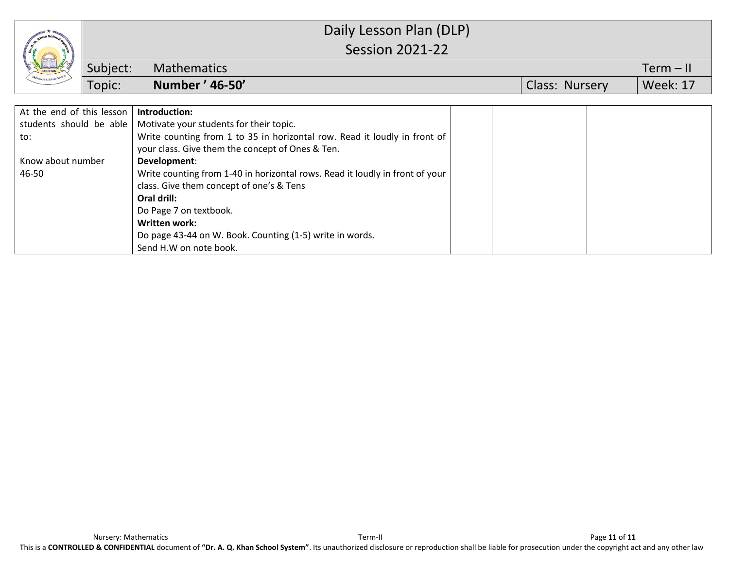# Daily Lesson Plan (DLP)
## Session 2021-22

| | | | |
|---|---|---|---|
| Subject: | Mathematics | | Term – II |
| Topic: | **Number ' 46-50'** | Class: Nursery | Week: 17 |

| | | | | |
|---|---|---|---|---|
| At the end of this lesson students should be able to:<br><br>Know about number 46-50 | **Introduction:**<br>Motivate your students for their topic.<br>Write counting from 1 to 35 in horizontal row. Read it loudly in front of your class. Give them the concept of Ones & Ten.<br>**Development**:<br>Write counting from 1-40 in horizontal rows. Read it loudly in front of your class. Give them concept of one's & Tens<br>**Oral drill:**<br>Do Page 7 on textbook.<br>**Written work:**<br>Do page 43-44 on W. Book. Counting (1-5) write in words.<br>Send H.W on note book. | | | |

This is a **CONTROLLED & CONFIDENTIAL** document of **"Dr. A. Q. Khan School System"**. Its unauthorized disclosure or reproduction shall be liable for prosecution under the copyright act and any other law